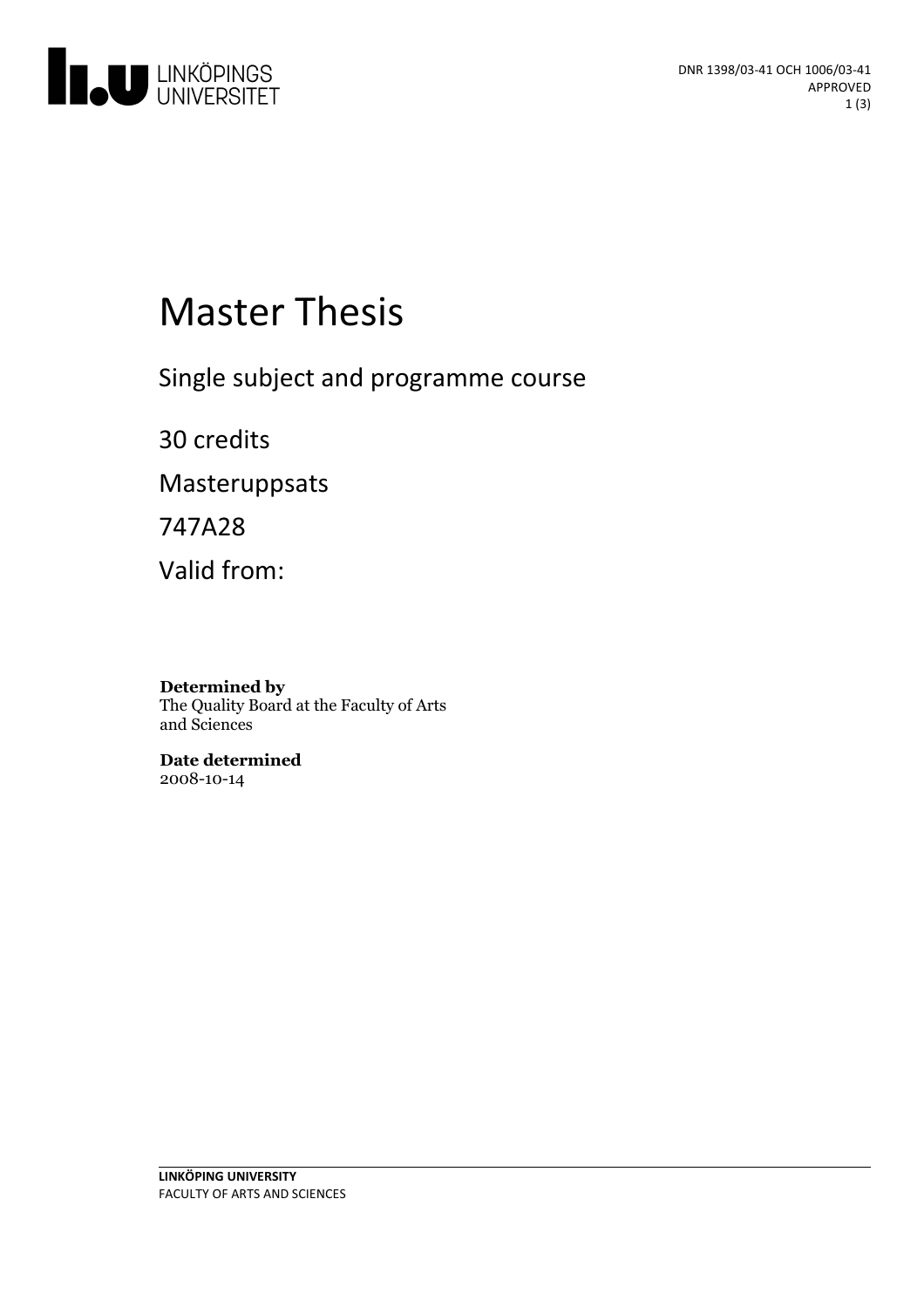# Master Thesis

Single subject and programme course

30 credits

Masteruppsats

747A28

Valid from:

**Determined by**
The Quality Board at the Faculty of Arts and Sciences

**Date determined**
2008-10-14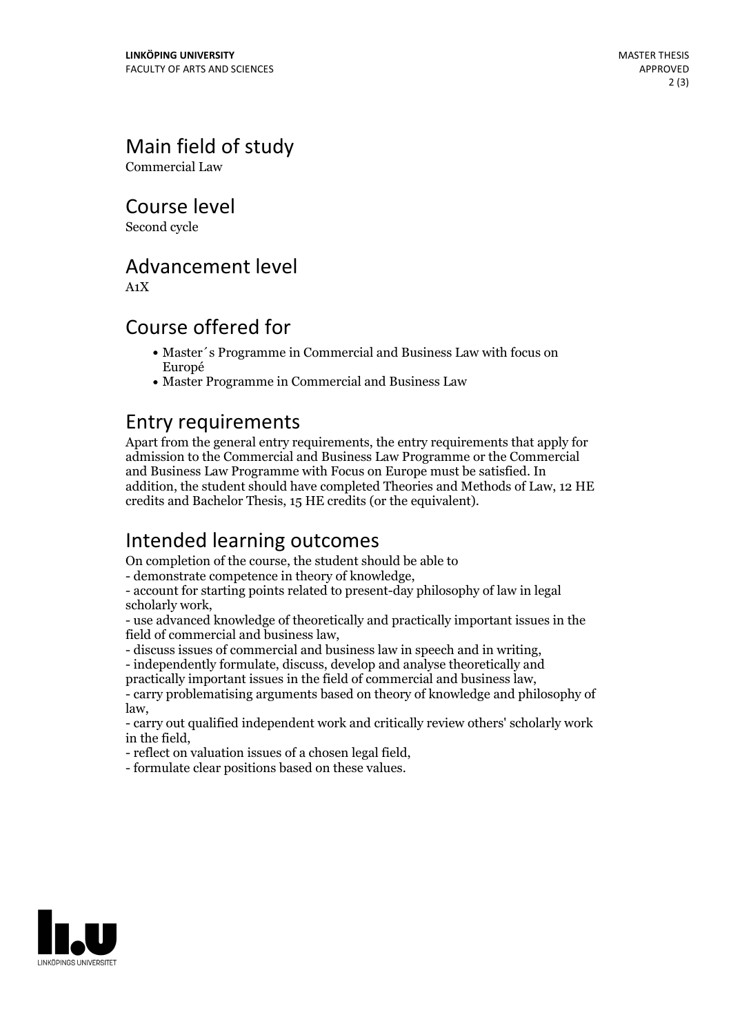## Main field of study

Commercial Law

## Course level

Second cycle

## Advancement level

A1X

## Course offered for

- Master´s Programme in Commercial and Business Law with focus on Europé
- Master Programme in Commercial and Business Law

## Entry requirements

Apart from the general entry requirements, the entry requirements that apply for admission to the Commercial and Business Law Programme or the Commercial and Business Law Programme with Focus on Europe must be satisfied. In addition, the student should have completed Theories and Methods of Law, 12 HE credits and Bachelor Thesis, 15 HE credits (or the equivalent).

## Intended learning outcomes

On completion of the course, the student should be able to
- demonstrate competence in theory of knowledge,
- account for starting points related to present-day philosophy of law in legal scholarly work,
- use advanced knowledge of theoretically and practically important issues in the field of commercial and business law,
- discuss issues of commercial and business law in speech and in writing,
- independently formulate, discuss, develop and analyse theoretically and practically important issues in the field of commercial and business law,
- carry problematising arguments based on theory of knowledge and philosophy of law,
- carry out qualified independent work and critically review others' scholarly work in the field,
- reflect on valuation issues of a chosen legal field,
- formulate clear positions based on these values.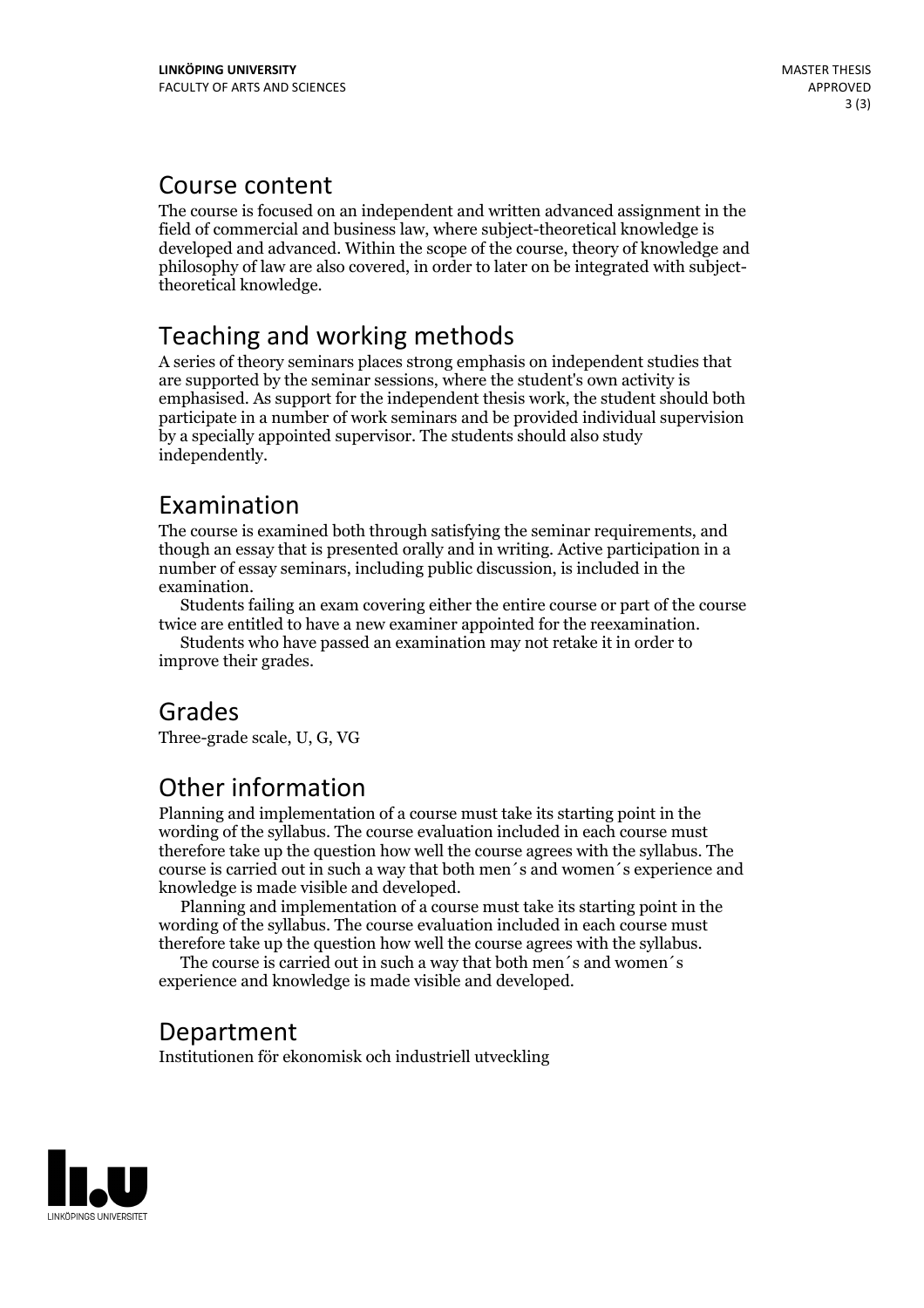## Course content

The course is focused on an independent and written advanced assignment in the field of commercial and business law, where subject-theoretical knowledge is developed and advanced. Within the scope of the course, theory of knowledge and philosophy of law are also covered, in order to later on be integrated with subject-theoretical knowledge.

## Teaching and working methods

A series of theory seminars places strong emphasis on independent studies that are supported by the seminar sessions, where the student's own activity is emphasised. As support for the independent thesis work, the student should both participate in a number of work seminars and be provided individual supervision by a specially appointed supervisor. The students should also study independently.

## Examination

The course is examined both through satisfying the seminar requirements, and though an essay that is presented orally and in writing. Active participation in a number of essay seminars, including public discussion, is included in the examination.

Students failing an exam covering either the entire course or part of the course twice are entitled to have a new examiner appointed for the reexamination.

Students who have passed an examination may not retake it in order to improve their grades.

## Grades

Three-grade scale, U, G, VG

## Other information

Planning and implementation of a course must take its starting point in the wording of the syllabus. The course evaluation included in each course must therefore take up the question how well the course agrees with the syllabus. The course is carried out in such a way that both men´s and women´s experience and knowledge is made visible and developed.

Planning and implementation of a course must take its starting point in the wording of the syllabus. The course evaluation included in each course must therefore take up the question how well the course agrees with the syllabus.

The course is carried out in such a way that both men´s and women´s experience and knowledge is made visible and developed.

## Department

Institutionen för ekonomisk och industriell utveckling